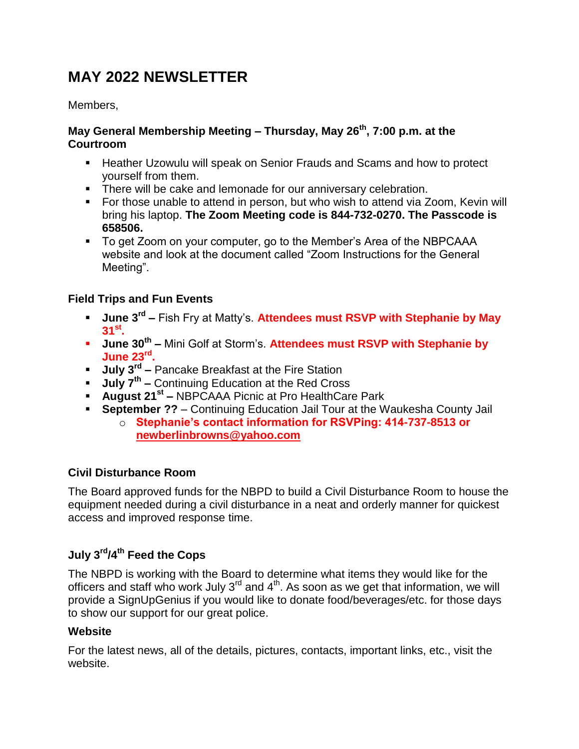# MAY 2022 NEWSLETTER

Members,

**May General Membership Meeting – Thursday, May 26th, 7:00 p.m. at the Courtroom**

- Heather Uzowulu will speak on Senior Frauds and Scams and how to protect yourself from them.
- There will be cake and lemonade for our anniversary celebration.
- For those unable to attend in person, but who wish to attend via Zoom, Kevin will bring his laptop. **The Zoom Meeting code is 844-732-0270. The Passcode is 658506.**
- To get Zoom on your computer, go to the Member's Area of the NBPCAAA website and look at the document called "Zoom Instructions for the General Meeting".

**Field Trips and Fun Events**

- **June 3rd –** Fish Fry at Matty's. **Attendees must RSVP with Stephanie by May 31st.**
- **June 30th –** Mini Golf at Storm's. **Attendees must RSVP with Stephanie by June 23rd.**
- **July 3rd –** Pancake Breakfast at the Fire Station
- **July 7th –** Continuing Education at the Red Cross
- **August 21st –** NBPCAAA Picnic at Pro HealthCare Park
- **September ??** – Continuing Education Jail Tour at the Waukesha County Jail
  - **Stephanie's contact information for RSVPing: 414-737-8513 or newberlinbrowns@yahoo.com**

**Civil Disturbance Room**

The Board approved funds for the NBPD to build a Civil Disturbance Room to house the equipment needed during a civil disturbance in a neat and orderly manner for quickest access and improved response time.

**July 3rd/4th Feed the Cops**

The NBPD is working with the Board to determine what items they would like for the officers and staff who work July 3rd and 4th. As soon as we get that information, we will provide a SignUpGenius if you would like to donate food/beverages/etc. for those days to show our support for our great police.

**Website**

For the latest news, all of the details, pictures, contacts, important links, etc., visit the website.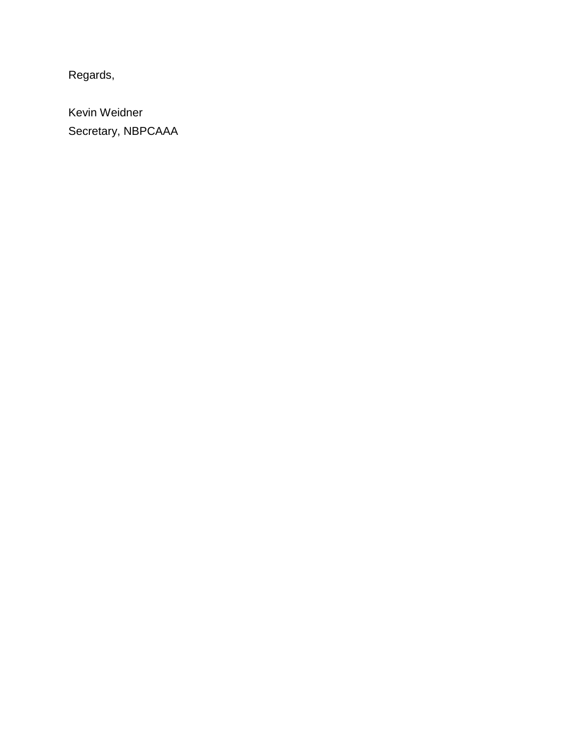Regards,

Kevin Weidner  
Secretary, NBPCAAA